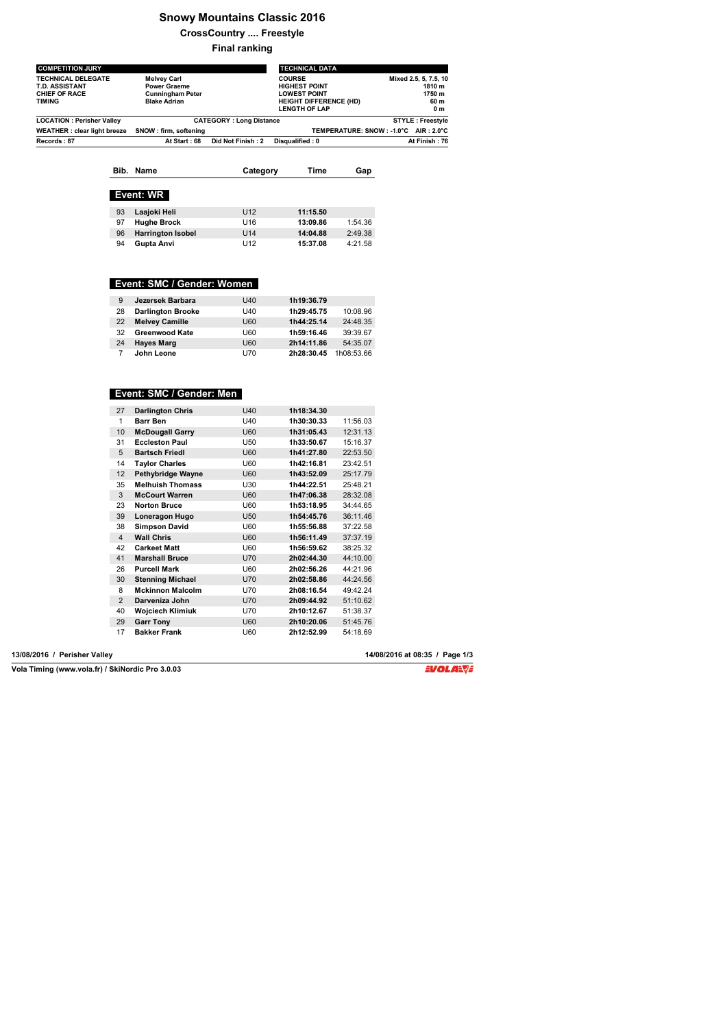# Snowy Mountains Classic 2016

## CrossCountry .... Freestyle

### Final ranking

| COMPETITION JURY | | TECHNICAL DATA | |
|---|---|---|---|
| TECHNICAL DELEGATE | Melvey Carl | COURSE | Mixed 2.5, 5, 7.5, 10 |
| T.D. ASSISTANT | Power Graeme | HIGHEST POINT | 1810 m |
| CHIEF OF RACE | Cunningham Peter | LOWEST POINT | 1750 m |
| TIMING | Blake Adrian | HEIGHT DIFFERENCE (HD) | 60 m |
| | | LENGTH OF LAP | 0 m |

LOCATION : Perisher Valley | CATEGORY : Long Distance | STYLE : Freestyle

WEATHER : clear light breeze | SNOW : firm, softening | TEMPERATURE: SNOW : -1.0°C AIR : 2.0°C

Records : 87 | At Start : 68 | Did Not Finish : 2 | Disqualified : 0 | At Finish : 76

**Event: WR**

| Bib. | Name | Category | Time | Gap |
|---|---|---|---|---|
| 93 | Laajoki Heli | U12 | 11:15.50 | |
| 97 | Hughe Brock | U16 | 13:09.86 | 1:54.36 |
| 96 | Harrington Isobel | U14 | 14:04.88 | 2:49.38 |
| 94 | Gupta Anvi | U12 | 15:37.08 | 4:21.58 |

**Event: SMC / Gender: Women**

| Bib. | Name | Category | Time | Gap |
|---|---|---|---|---|
| 9 | Jezersek Barbara | U40 | 1h19:36.79 | |
| 28 | Darlington Brooke | U40 | 1h29:45.75 | 10:08.96 |
| 22 | Melvey Camille | U60 | 1h44:25.14 | 24:48.35 |
| 32 | Greenwood Kate | U60 | 1h59:16.46 | 39:39.67 |
| 24 | Hayes Marg | U60 | 2h14:11.86 | 54:35.07 |
| 7 | John Leone | U70 | 2h28:30.45 | 1h08:53.66 |

**Event: SMC / Gender: Men**

| Bib. | Name | Category | Time | Gap |
|---|---|---|---|---|
| 27 | Darlington Chris | U40 | 1h18:34.30 | |
| 1 | Barr Ben | U40 | 1h30:30.33 | 11:56.03 |
| 10 | McDougall Garry | U60 | 1h31:05.43 | 12:31.13 |
| 31 | Eccleston Paul | U50 | 1h33:50.67 | 15:16.37 |
| 5 | Bartsch Friedl | U60 | 1h41:27.80 | 22:53.50 |
| 14 | Taylor Charles | U60 | 1h42:16.81 | 23:42.51 |
| 12 | Pethybridge Wayne | U60 | 1h43:52.09 | 25:17.79 |
| 35 | Melhuish Thomass | U30 | 1h44:22.51 | 25:48.21 |
| 3 | McCourt Warren | U60 | 1h47:06.38 | 28:32.08 |
| 23 | Norton Bruce | U60 | 1h53:18.95 | 34:44.65 |
| 39 | Loneragon Hugo | U50 | 1h54:45.76 | 36:11.46 |
| 38 | Simpson David | U60 | 1h55:56.88 | 37:22.58 |
| 4 | Wall Chris | U60 | 1h56:11.49 | 37:37.19 |
| 42 | Carkeet Matt | U60 | 1h56:59.62 | 38:25.32 |
| 41 | Marshall Bruce | U70 | 2h02:44.30 | 44:10.00 |
| 26 | Purcell Mark | U60 | 2h02:56.26 | 44:21.96 |
| 30 | Stenning Michael | U70 | 2h02:58.86 | 44:24.56 |
| 8 | Mckinnon Malcolm | U70 | 2h08:16.54 | 49:42.24 |
| 2 | Darveniza John | U70 | 2h09:44.92 | 51:10.62 |
| 40 | Wojciech Klimiuk | U70 | 2h10:12.67 | 51:38.37 |
| 29 | Garr Tony | U60 | 2h10:20.06 | 51:45.76 |
| 17 | Bakker Frank | U60 | 2h12:52.99 | 54:18.69 |

13/08/2016 / Perisher Valley — 14/08/2016 at 08:35

Vola Timing (www.vola.fr) / SkiNordic Pro 3.0.03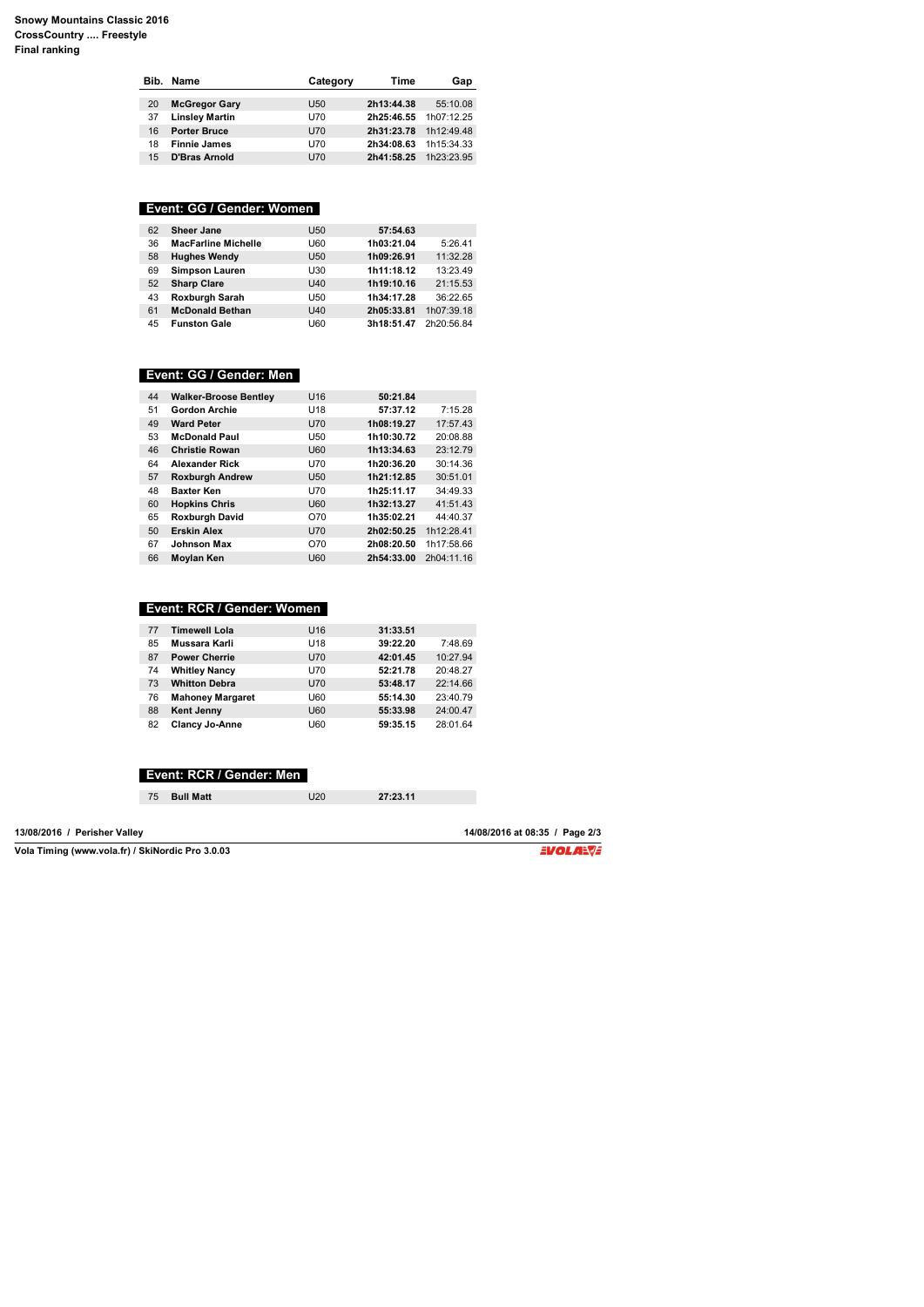**Snowy Mountains Classic 2016**
**CrossCountry .... Freestyle**
**Final ranking**

| Bib. | Name | Category | Time | Gap |
|---|---|---|---|---|
| 20 | **McGregor Gary** | U50 | **2h13:44.38** | 55:10.08 |
| 37 | **Linsley Martin** | U70 | **2h25:46.55** | 1h07:12.25 |
| 16 | **Porter Bruce** | U70 | **2h31:23.78** | 1h12:49.48 |
| 18 | **Finnie James** | U70 | **2h34:08.63** | 1h15:34.33 |
| 15 | **D'Bras Arnold** | U70 | **2h41:58.25** | 1h23:23.95 |

## Event: GG / Gender: Women

| Bib. | Name | Category | Time | Gap |
|---|---|---|---|---|
| 62 | **Sheer Jane** | U50 | **57:54.63** | |
| 36 | **MacFarline Michelle** | U60 | **1h03:21.04** | 5:26.41 |
| 58 | **Hughes Wendy** | U50 | **1h09:26.91** | 11:32.28 |
| 69 | **Simpson Lauren** | U30 | **1h11:18.12** | 13:23.49 |
| 52 | **Sharp Clare** | U40 | **1h19:10.16** | 21:15.53 |
| 43 | **Roxburgh Sarah** | U50 | **1h34:17.28** | 36:22.65 |
| 61 | **McDonald Bethan** | U40 | **2h05:33.81** | 1h07:39.18 |
| 45 | **Funston Gale** | U60 | **3h18:51.47** | 2h20:56.84 |

## Event: GG / Gender: Men

| Bib. | Name | Category | Time | Gap |
|---|---|---|---|---|
| 44 | **Walker-Broose Bentley** | U16 | **50:21.84** | |
| 51 | **Gordon Archie** | U18 | **57:37.12** | 7:15.28 |
| 49 | **Ward Peter** | U70 | **1h08:19.27** | 17:57.43 |
| 53 | **McDonald Paul** | U50 | **1h10:30.72** | 20:08.88 |
| 46 | **Christie Rowan** | U60 | **1h13:34.63** | 23:12.79 |
| 64 | **Alexander Rick** | U70 | **1h20:36.20** | 30:14.36 |
| 57 | **Roxburgh Andrew** | U50 | **1h21:12.85** | 30:51.01 |
| 48 | **Baxter Ken** | U70 | **1h25:11.17** | 34:49.33 |
| 60 | **Hopkins Chris** | U60 | **1h32:13.27** | 41:51.43 |
| 65 | **Roxburgh David** | O70 | **1h35:02.21** | 44:40.37 |
| 50 | **Erskin Alex** | U70 | **2h02:50.25** | 1h12:28.41 |
| 67 | **Johnson Max** | O70 | **2h08:20.50** | 1h17:58.66 |
| 66 | **Moylan Ken** | U60 | **2h54:33.00** | 2h04:11.16 |

## Event: RCR / Gender: Women

| Bib. | Name | Category | Time | Gap |
|---|---|---|---|---|
| 77 | **Timewell Lola** | U16 | **31:33.51** | |
| 85 | **Mussara Karli** | U18 | **39:22.20** | 7:48.69 |
| 87 | **Power Cherrie** | U70 | **42:01.45** | 10:27.94 |
| 74 | **Whitley Nancy** | U70 | **52:21.78** | 20:48.27 |
| 73 | **Whitton Debra** | U70 | **53:48.17** | 22:14.66 |
| 76 | **Mahoney Margaret** | U60 | **55:14.30** | 23:40.79 |
| 88 | **Kent Jenny** | U60 | **55:33.98** | 24:00.47 |
| 82 | **Clancy Jo-Anne** | U60 | **59:35.15** | 28:01.64 |

## Event: RCR / Gender: Men

| Bib. | Name | Category | Time | Gap |
|---|---|---|---|---|
| 75 | **Bull Matt** | U20 | **27:23.11** | |

13/08/2016 / Perisher Valley

14/08/2016 at 08:35

Vola Timing (www.vola.fr) / SkiNordic Pro 3.0.03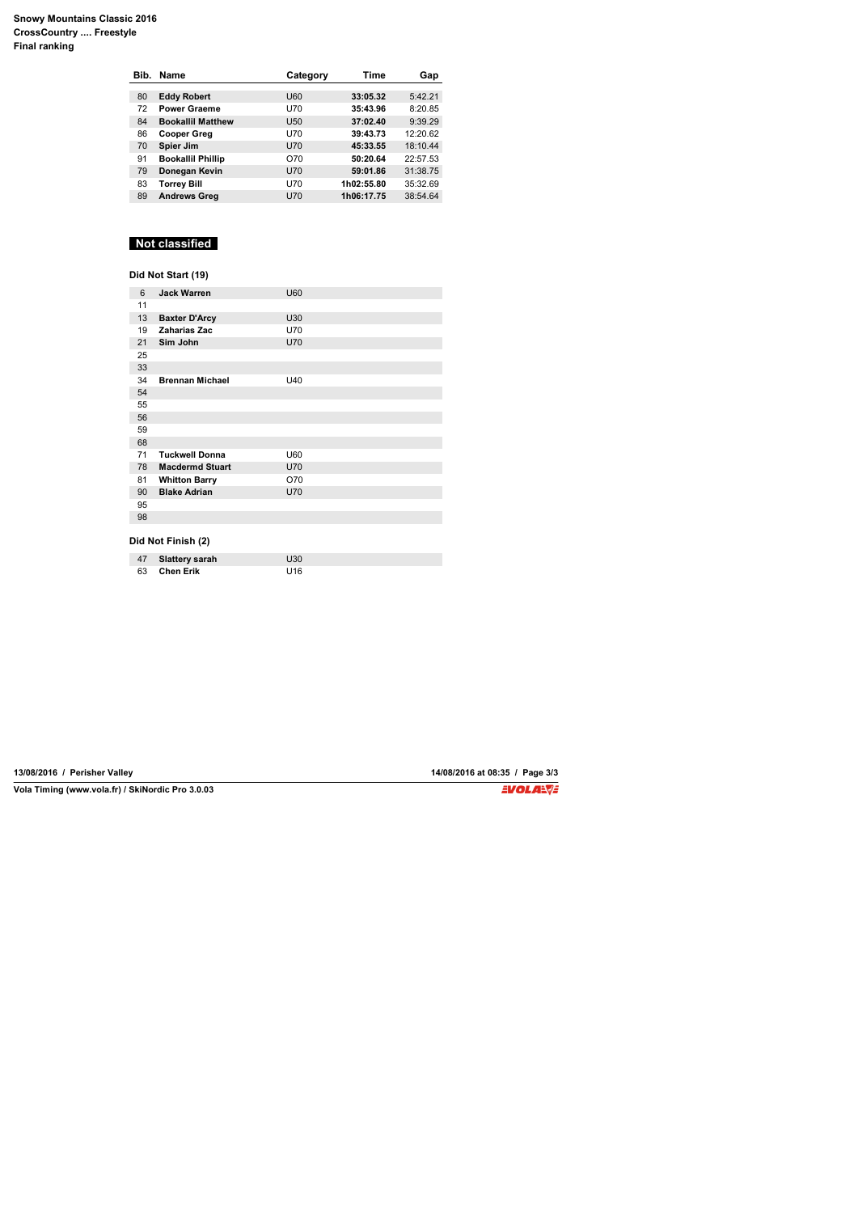**Snowy Mountains Classic 2016**
**CrossCountry .... Freestyle**
**Final ranking**

| Bib. | Name | Category | Time | Gap |
|---|---|---|---|---|
| 80 | **Eddy Robert** | U60 | **33:05.32** | 5:42.21 |
| 72 | **Power Graeme** | U70 | **35:43.96** | 8:20.85 |
| 84 | **Bookallil Matthew** | U50 | **37:02.40** | 9:39.29 |
| 86 | **Cooper Greg** | U70 | **39:43.73** | 12:20.62 |
| 70 | **Spier Jim** | U70 | **45:33.55** | 18:10.44 |
| 91 | **Bookallil Phillip** | O70 | **50:20.64** | 22:57.53 |
| 79 | **Donegan Kevin** | U70 | **59:01.86** | 31:38.75 |
| 83 | **Torrey Bill** | U70 | **1h02:55.80** | 35:32.69 |
| 89 | **Andrews Greg** | U70 | **1h06:17.75** | 38:54.64 |

## Not classified

### Did Not Start (19)

| | | |
|---|---|---|
| 6 | **Jack Warren** | U60 |
| 11 | | |
| 13 | **Baxter D'Arcy** | U30 |
| 19 | **Zaharias Zac** | U70 |
| 21 | **Sim John** | U70 |
| 25 | | |
| 33 | | |
| 34 | **Brennan Michael** | U40 |
| 54 | | |
| 55 | | |
| 56 | | |
| 59 | | |
| 68 | | |
| 71 | **Tuckwell Donna** | U60 |
| 78 | **Macdermd Stuart** | U70 |
| 81 | **Whitton Barry** | O70 |
| 90 | **Blake Adrian** | U70 |
| 95 | | |
| 98 | | |

### Did Not Finish (2)

| | | |
|---|---|---|
| 47 | **Slattery sarah** | U30 |
| 63 | **Chen Erik** | U16 |

**13/08/2016 / Perisher Valley**

**14/08/2016 at 08:35**

**Vola Timing (www.vola.fr) / SkiNordic Pro 3.0.03**